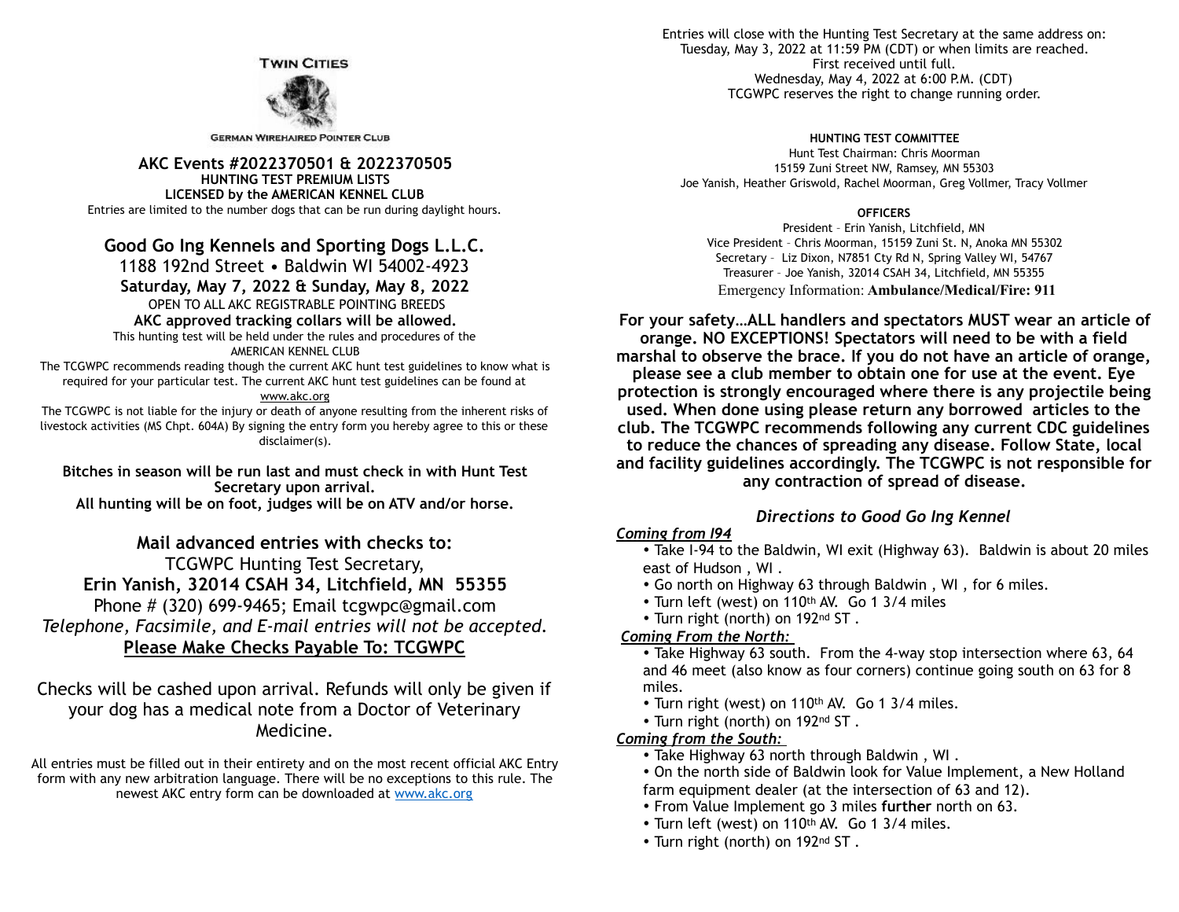**TWIN CITIES**

**GERMAN WIREHAIRED POINTER CLUB**

**AKC Events #2022370501 & 2022370505**
**HUNTING TEST PREMIUM LISTS**
**LICENSED by the AMERICAN KENNEL CLUB**
Entries are limited to the number dogs that can be run during daylight hours.

## Good Go Ing Kennels and Sporting Dogs L.L.C.

1188 192nd Street • Baldwin WI 54002-4923

**Saturday, May 7, 2022 & Sunday, May 8, 2022**

OPEN TO ALL AKC REGISTRABLE POINTING BREEDS

**AKC approved tracking collars will be allowed.**

This hunting test will be held under the rules and procedures of the AMERICAN KENNEL CLUB

The TCGWPC recommends reading though the current AKC hunt test guidelines to know what is required for your particular test. The current AKC hunt test guidelines can be found at www.akc.org

The TCGWPC is not liable for the injury or death of anyone resulting from the inherent risks of livestock activities (MS Chpt. 604A) By signing the entry form you hereby agree to this or these disclaimer(s).

**Bitches in season will be run last and must check in with Hunt Test Secretary upon arrival.**
**All hunting will be on foot, judges will be on ATV and/or horse.**

**Mail advanced entries with checks to:**
TCGWPC Hunting Test Secretary,
**Erin Yanish, 32014 CSAH 34, Litchfield, MN 55355**
Phone # (320) 699-9465; Email tcgwpc@gmail.com
*Telephone, Facsimile, and E-mail entries will not be accepted.*
**Please Make Checks Payable To: TCGWPC**

Checks will be cashed upon arrival. Refunds will only be given if your dog has a medical note from a Doctor of Veterinary Medicine.

All entries must be filled out in their entirety and on the most recent official AKC Entry form with any new arbitration language. There will be no exceptions to this rule. The newest AKC entry form can be downloaded at www.akc.org

Entries will close with the Hunting Test Secretary at the same address on:
Tuesday, May 3, 2022 at 11:59 PM (CDT) or when limits are reached.
First received until full.
Wednesday, May 4, 2022 at 6:00 P.M. (CDT)
TCGWPC reserves the right to change running order.

**HUNTING TEST COMMITTEE**
Hunt Test Chairman: Chris Moorman
15159 Zuni Street NW, Ramsey, MN 55303
Joe Yanish, Heather Griswold, Rachel Moorman, Greg Vollmer, Tracy Vollmer

**OFFICERS**
President – Erin Yanish, Litchfield, MN
Vice President – Chris Moorman, 15159 Zuni St. N, Anoka MN 55302
Secretary – Liz Dixon, N7851 Cty Rd N, Spring Valley WI, 54767
Treasurer – Joe Yanish, 32014 CSAH 34, Litchfield, MN 55355
Emergency Information: **Ambulance/Medical/Fire: 911**

**For your safety…ALL handlers and spectators MUST wear an article of orange. NO EXCEPTIONS! Spectators will need to be with a field marshal to observe the brace. If you do not have an article of orange, please see a club member to obtain one for use at the event. Eye protection is strongly encouraged where there is any projectile being used. When done using please return any borrowed articles to the club. The TCGWPC recommends following any current CDC guidelines to reduce the chances of spreading any disease. Follow State, local and facility guidelines accordingly. The TCGWPC is not responsible for any contraction of spread of disease.**

### *Directions to Good Go Ing Kennel*

***Coming from I94***

- Take I-94 to the Baldwin, WI exit (Highway 63). Baldwin is about 20 miles east of Hudson , WI .
- Go north on Highway 63 through Baldwin , WI , for 6 miles.
- Turn left (west) on 110th AV. Go 1 3/4 miles
- Turn right (north) on 192nd ST .

***Coming From the North:***

- Take Highway 63 south. From the 4-way stop intersection where 63, 64 and 46 meet (also know as four corners) continue going south on 63 for 8 miles.
- Turn right (west) on 110th AV. Go 1 3/4 miles.
- Turn right (north) on 192nd ST .

***Coming from the South:***

- Take Highway 63 north through Baldwin , WI .
- On the north side of Baldwin look for Value Implement, a New Holland farm equipment dealer (at the intersection of 63 and 12).
- From Value Implement go 3 miles **further** north on 63.
- Turn left (west) on 110th AV. Go 1 3/4 miles.
- Turn right (north) on 192nd ST .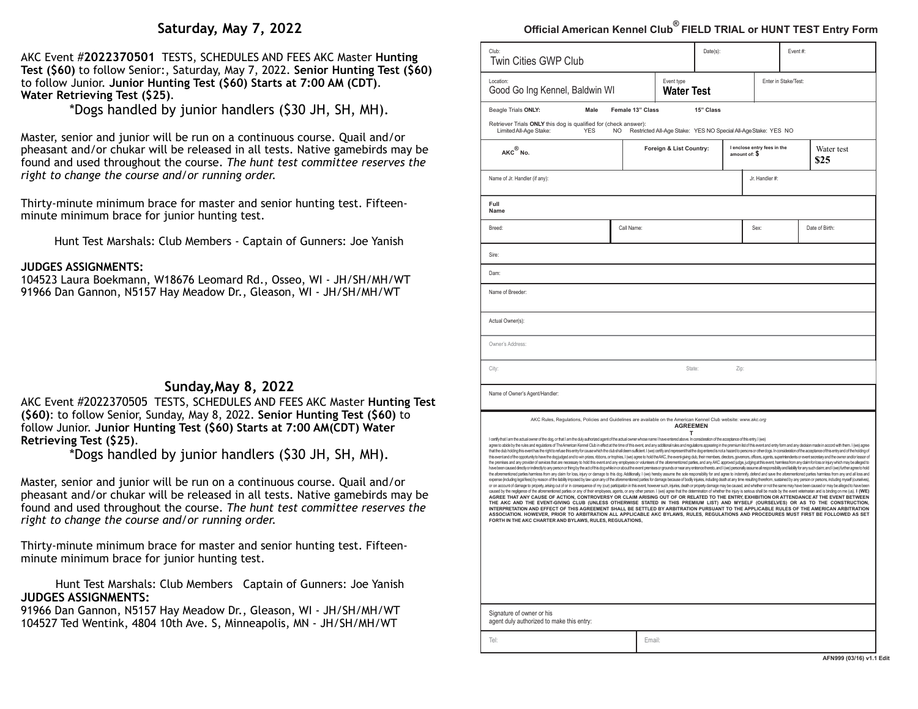## Saturday, May 7, 2022

AKC Event #**2022370501** TESTS, SCHEDULES AND FEES AKC Master **Hunting Test ($60)** to follow Senior:, Saturday, May 7, 2022. **Senior Hunting Test ($60)** to follow Junior. **Junior Hunting Test ($60) Starts at 7:00 AM (CDT)**. **Water Retrieving Test ($25)**.

*Dogs handled by junior handlers ($30 JH, SH, MH).

Master, senior and junior will be run on a continuous course. Quail and/or pheasant and/or chukar will be released in all tests. Native gamebirds may be found and used throughout the course. *The hunt test committee reserves the right to change the course and/or running order.*

Thirty-minute minimum brace for master and senior hunting test. Fifteen-minute minimum brace for junior hunting test.

Hunt Test Marshals: Club Members - Captain of Gunners: Joe Yanish

**JUDGES ASSIGNMENTS:**
104523 Laura Boekmann, W18676 Leomard Rd., Osseo, WI - JH/SH/MH/WT
91966 Dan Gannon, N5157 Hay Meadow Dr., Gleason, WI - JH/SH/MH/WT

## Sunday,May 8, 2022

AKC Event #2022370505 TESTS, SCHEDULES AND FEES AKC Master **Hunting Test ($60)**: to follow Senior, Sunday, May 8, 2022. **Senior Hunting Test ($60)** to follow Junior. **Junior Hunting Test ($60) Starts at 7:00 AM(CDT) Water Retrieving Test ($25)**.

*Dogs handled by junior handlers ($30 JH, SH, MH).

Master, senior and junior will be run on a continuous course. Quail and/or pheasant and/or chukar will be released in all tests. Native gamebirds may be found and used throughout the course. *The hunt test committee reserves the right to change the course and/or running order.*

Thirty-minute minimum brace for master and senior hunting test. Fifteen-minute minimum brace for junior hunting test.

Hunt Test Marshals: Club Members Captain of Gunners: Joe Yanish

**JUDGES ASSIGNMENTS:**
91966 Dan Gannon, N5157 Hay Meadow Dr., Gleason, WI - JH/SH/MH/WT
104527 Ted Wentink, 4804 10th Ave. S, Minneapolis, MN - JH/SH/MH/WT

## Official American Kennel Club® FIELD TRIAL or HUNT TEST Entry Form

| Club: Twin Cities GWP Club | | Date(s): | Event #: |
|---|---|---|---|
| Location: Good Go Ing Kennel, Baldwin WI | Event type **Water Test** | | Enter in Stake/Test: |

Beagle Trials **ONLY:** **Male** **Female 13" Class** **15" Class**

Retriever Trials **ONLY** this dog is qualified for (check answer):
Limited All-Age Stake: YES NO Restricted All-Age Stake: YES NO Special All-Age Stake: YES NO

| AKC® No. | Foreign & List Country: | I enclose entry fees in the amount of: $ | Water test **$25** |
|---|---|---|---|

| Name of Jr. Handler (if any): | Jr. Handler #: |
|---|---|

**Full Name**

| Breed: | Call Name: | Sex: | Date of Birth: |
|---|---|---|---|

Sire:

Dam:

Name of Breeder:

Actual Owner(s):

Owner's Address:

City: State: Zip:

Name of Owner's Agent/Handler:

AKC Rules, Regulations, Policies and Guidelines are available on the American Kennel Club website: *www.akc.org*

**AGREEMENT**

I certify that I am the actual owner of the dog, or that I am the duly authorized agent of the actual owner whose name I have entered above. In consideration of the acceptance of this entry, I (we) agree to abide by the rules and regulations of The American Kennel Club in effect at the time of this event, and any additional rules and regulations appearing in the premium list of this event and entry form and any decision made in accord with them. I (we) agree that the club holding this event has the right to refuse this entry for cause which the club shall deem sufficient. I (we) certify and represent that the dog entered is not a hazard to persons or other dogs. In consideration of the acceptance of this entry and of the holding of this event and of the opportunity to have the dog judged and to win prizes, ribbons, or trophies, I (we) agree to hold the AKC, the event-giving club, their members, directors, governors, officers, agents, superintendents or event secretary and the owner and/or lessor of the premises and any provider of services that are necessary to hold this event and any employees or volunteers of the aforementioned parties, and any AKC approved judge, judging at this event, harmless from any claim for loss or injury which may be alleged to have been caused directly or indirectly to any person or thing by the act of this dog while in or about the event premises or grounds or near any entrance thereto, and I (we) personally assume all responsibility and liability for any such claim; and I (we) further agree to hold the aforementioned parties harmless from any claim for loss, injury or damage to this dog. Additionally, I (we) hereby assume the sole responsibility for and agree to indemnify, defend and save the aforementioned parties harmless from any and all loss and expense (including legal fees) by reason of the liability imposed by law upon any of the aforementioned parties for damage because of bodily injuries, including death at any time resulting therefrom, sustained by any person or persons, including myself (ourselves), or on account of damage to property, arising out of or in consequence of my (our) participation in this event, however such, injuries, death or property damage may be caused, and whether or not the same may have been caused or may be alleged to have been caused by the negligence of the aforementioned parties or any of their employees, agents, or any other person. I (we) agree that the determination of whether the injury is serious shall be made by the event veterinarian and is binding on me (us). **I (WE) AGREE THAT ANY CAUSE OF ACTION, CONTROVERSY OR CLAIM ARISING OUT OF OR RELATED TO THE ENTRY, EXHIBITION OR ATTENDANCE AT THE EVENT BETWEEN THE AKC AND THE EVENT-GIVING CLUB (UNLESS OTHERWISE STATED IN THIS PREMIUM LIST) AND MYSELF (OURSELVES) OR AS TO THE CONSTRUCTION, INTERPRETATION AND EFFECT OF THIS AGREEMENT SHALL BE SETTLED BY ARBITRATION PURSUANT TO THE APPLICABLE RULES OF THE AMERICAN ARBITRATION ASSOCIATION. HOWEVER, PRIOR TO ARBITRATION ALL APPLICABLE AKC BYLAWS, RULES, REGULATIONS AND PROCEDURES MUST FIRST BE FOLLOWED AS SET FORTH IN THE AKC CHARTER AND BYLAWS, RULES, REGULATIONS,**

Signature of owner or his agent duly authorized to make this entry:

| Tel: | Email: |
|---|---|

AFN999 (03/16) v1.1 Edit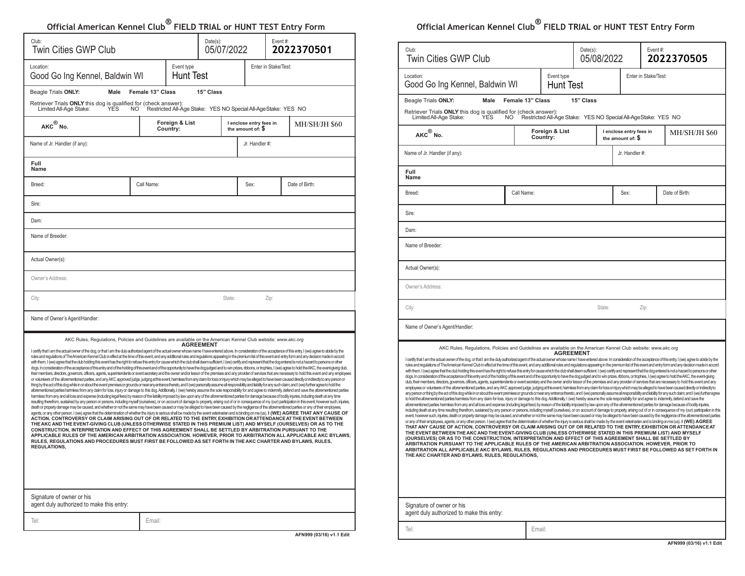## Official American Kennel Club® FIELD TRIAL or HUNT TEST Entry Form

| | | | | |
|---|---|---|---|---|
| Club: Twin Cities GWP Club | | Date(s): 05/07/2022 | | Event #: **2022370501** |
| Location: Good Go Ing Kennel, Baldwin WI | Event type Hunt Test | | Enter in Stake/Test: | |

**Beagle Trials ONLY:** Male Female 13" Class 15" Class

Retriever Trials **ONLY** this dog is qualified for (check answer):
Limited All-Age Stake: YES NO Restricted All-Age Stake: YES NO Special All-Age Stake: YES NO

| | | | |
|---|---|---|---|
| AKC® No. | Foreign & List Country: | I enclose entry fees in the amount of: $ | MH/SH/JH $60 |

| | | | |
|---|---|---|---|
| Name of Jr. Handler (if any): | | | Jr. Handler #: |
| Full Name | | | |
| Breed: | Call Name: | Sex: | Date of Birth: |
| Sire: | | | |
| Dam: | | | |
| Name of Breeder: | | | |
| Actual Owner(s): | | | |
| Owner's Address: | | | |
| City: | | State: | Zip: |
| Name of Owner's Agent/Handler: | | | |

AKC Rules, Regulations, Policies and Guidelines are available on the American Kennel Club website: *www.akc.org*

**AGREEMENT**

I certify that I am the actual owner of the dog, or that I am the duly authorized agent of the actual owner whose name I have entered above. In consideration of the acceptance of this entry, I (we) agree to abide by the rules and regulations of The American Kennel Club in effect at the time of this event, and any additional rules and regulations appearing in the premium list of this event and entry form and any decision made in accord with them. I (we) agree that the club holding this event has the right to refuse this entry for cause which the club shall deem sufficient. I (we) certify and represent that the dog entered is not a hazard to persons or other dogs. In consideration of the acceptance of this entry and of the holding of this event and of the opportunity to have the dog judged and to win prizes, ribbons, or trophies, I (we) agree to hold the AKC, the event-giving club, their members, directors, governors, officers, agents, superintendents or event secretary and the owner and/or lessor of the premises and any provider of services that are necessary to hold this event and any employees or volunteers of the aforementioned parties, and any AKC approved judge, judging at this event, harmless from any claim for loss or injury which may be alleged to have been caused directly or indirectly to any person or thing by the act of this dog while in or about the event premises or grounds or near any entrance thereto, and I (we) personally assume all responsibility and liability for any such claim; and I (we) further agree to hold the aforementioned parties harmless from any claim for loss, injury or damage to this dog. Additionally, I (we) hereby assume the sole responsibility for and agree to indemnify, defend and save the aforementioned parties harmless from any and all loss and expense (including legal fees) by reason of the liability imposed by law upon any of the aforementioned parties for damage because of bodily injuries, including death at any time resulting therefrom, sustained by any person or persons, including myself (ourselves), or on account of damage to property, arising out of or in consequence of my (our) participation in this event, however such, injuries, death or property damage may be caused, and whether or not the same may have been caused or may be alleged to have been caused by the negligence of the aforementioned parties or any of their employees, agents, or any other person. I (we) agree that the determination of whether the injury is serious shall be made by the event veterinarian and is binding on me (us). **I (WE) AGREE THAT ANY CAUSE OF ACTION, CONTROVERSY OR CLAIM ARISING OUT OF OR RELATED TO THE ENTRY, EXHIBITION OR ATTENDANCE AT THE EVENT BETWEEN THE AKC AND THE EVENT-GIVING CLUB (UNLESS OTHERWISE STATED IN THIS PREMIUM LIST) AND MYSELF (OURSELVES) OR AS TO THE CONSTRUCTION, INTERPRETATION AND EFFECT OF THIS AGREEMENT SHALL BE SETTLED BY ARBITRATION PURSUANT TO THE APPLICABLE RULES OF THE AMERICAN ARBITRATION ASSOCIATION. HOWEVER, PRIOR TO ARBITRATION ALL APPLICABLE AKC BYLAWS, RULES, REGULATIONS AND PROCEDURES MUST FIRST BE FOLLOWED AS SET FORTH IN THE AKC CHARTER AND BYLAWS, RULES, REGULATIONS,**

Signature of owner or his agent duly authorized to make this entry:

| | |
|---|---|
| Tel: | Email: |

AFN999 (03/16) v1.1 Edit

## Official American Kennel Club® FIELD TRIAL or HUNT TEST Entry Form

| | | | | |
|---|---|---|---|---|
| Club: Twin Cities GWP Club | | Date(s): 05/08/2022 | | Event #: **2022370505** |
| Location: Good Go Ing Kennel, Baldwin WI | Event type Hunt Test | | Enter in Stake/Test: | |

**Beagle Trials ONLY:** Male Female 13" Class 15" Class

Retriever Trials **ONLY** this dog is qualified for (check answer):
Limited All-Age Stake: YES NO Restricted All-Age Stake: YES NO Special All-Age Stake: YES NO

| | | | |
|---|---|---|---|
| AKC® No. | Foreign & List Country: | I enclose entry fees in the amount of: $ | MH/SH/JH $60 |

| | | | |
|---|---|---|---|
| Name of Jr. Handler (if any): | | | Jr. Handler #: |
| Full Name | | | |
| Breed: | Call Name: | Sex: | Date of Birth: |
| Sire: | | | |
| Dam: | | | |
| Name of Breeder: | | | |
| Actual Owner(s): | | | |
| Owner's Address: | | | |
| City: | | State: | Zip: |
| Name of Owner's Agent/Handler: | | | |

AKC Rules, Regulations, Policies and Guidelines are available on the American Kennel Club website: *www.akc.org*

**AGREEMENT**

I certify that I am the actual owner of the dog, or that I am the duly authorized agent of the actual owner whose name I have entered above. In consideration of the acceptance of this entry, I (we) agree to abide by the rules and regulations of The American Kennel Club in effect at the time of this event, and any additional rules and regulations appearing in the premium list of this event and entry form and any decision made in accord with them. I (we) agree that the club holding this event has the right to refuse this entry for cause which the club shall deem sufficient. I (we) certify and represent that the dog entered is not a hazard to persons or other dogs. In consideration of the acceptance of this entry and of the holding of this event and of the opportunity to have the dog judged and to win prizes, ribbons, or trophies, I (we) agree to hold the AKC, the event-giving club, their members, directors, governors, officers, agents, superintendents or event secretary and the owner and/or lessor of the premises and any provider of services that are necessary to hold this event and any employees or volunteers of the aforementioned parties, and any AKC approved judge, judging at this event, harmless from any claim for loss or injury which may be alleged to have been caused directly or indirectly to any person or thing by the act of this dog while in or about the event premises or grounds or near any entrance thereto, and I (we) personally assume all responsibility and liability for any such claim; and I (we) further agree to hold the aforementioned parties harmless from any claim for loss, injury or damage to this dog. Additionally, I (we) hereby assume the sole responsibility for and agree to indemnify, defend and save the aforementioned parties harmless from any and all loss and expense (including legal fees) by reason of the liability imposed by law upon any of the aforementioned parties for damage because of bodily injuries, including death at any time resulting therefrom, sustained by any person or persons, including myself (ourselves), or on account of damage to property, arising out of or in consequence of my (our) participation in this event, however such, injuries, death or property damage may be caused, and whether or not the same may have been caused or may be alleged to have been caused by the negligence of the aforementioned parties or any of their employees, agents, or any other person. I (we) agree that the determination of whether the injury is serious shall be made by the event veterinarian and is binding on me (us). **I (WE) AGREE THAT ANY CAUSE OF ACTION, CONTROVERSY OR CLAIM ARISING OUT OF OR RELATED TO THE ENTRY, EXHIBITION OR ATTENDANCE AT THE EVENT BETWEEN THE AKC AND THE EVENT-GIVING CLUB (UNLESS OTHERWISE STATED IN THIS PREMIUM LIST) AND MYSELF (OURSELVES) OR AS TO THE CONSTRUCTION, INTERPRETATION AND EFFECT OF THIS AGREEMENT SHALL BE SETTLED BY ARBITRATION PURSUANT TO THE APPLICABLE RULES OF THE AMERICAN ARBITRATION ASSOCIATION. HOWEVER, PRIOR TO ARBITRATION ALL APPLICABLE AKC BYLAWS, RULES, REGULATIONS AND PROCEDURES MUST FIRST BE FOLLOWED AS SET FORTH IN THE AKC CHARTER AND BYLAWS, RULES, REGULATIONS,**

Signature of owner or his agent duly authorized to make this entry:

| | |
|---|---|
| Tel: | Email: |

AFN999 (03/16) v1.1 Edit